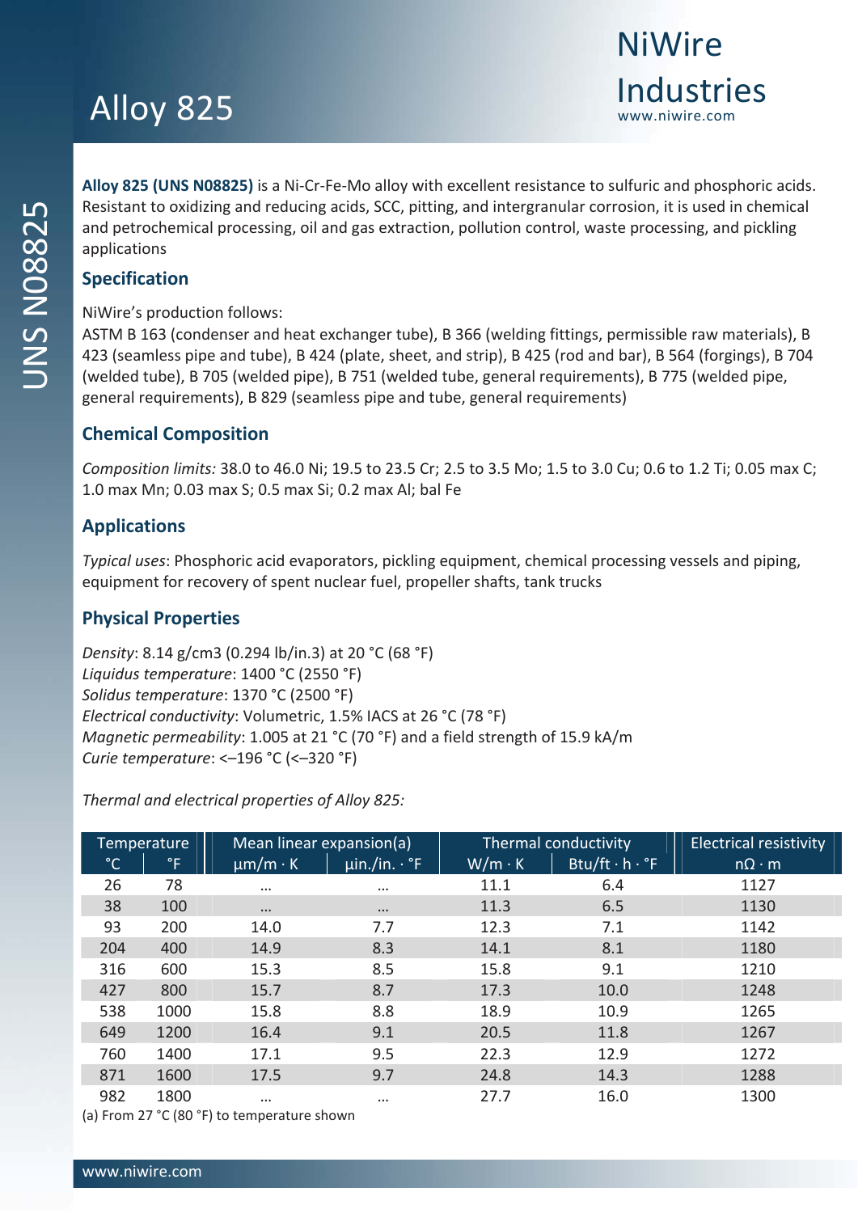# Alloy 825

NiWire Industries
www.niwire.com

UNS N08825

**Alloy 825 (UNS N08825)** is a Ni-Cr-Fe-Mo alloy with excellent resistance to sulfuric and phosphoric acids. Resistant to oxidizing and reducing acids, SCC, pitting, and intergranular corrosion, it is used in chemical and petrochemical processing, oil and gas extraction, pollution control, waste processing, and pickling applications

## Specification

NiWire's production follows:
ASTM B 163 (condenser and heat exchanger tube), B 366 (welding fittings, permissible raw materials), B 423 (seamless pipe and tube), B 424 (plate, sheet, and strip), B 425 (rod and bar), B 564 (forgings), B 704 (welded tube), B 705 (welded pipe), B 751 (welded tube, general requirements), B 775 (welded pipe, general requirements), B 829 (seamless pipe and tube, general requirements)

## Chemical Composition

*Composition limits:* 38.0 to 46.0 Ni; 19.5 to 23.5 Cr; 2.5 to 3.5 Mo; 1.5 to 3.0 Cu; 0.6 to 1.2 Ti; 0.05 max C; 1.0 max Mn; 0.03 max S; 0.5 max Si; 0.2 max Al; bal Fe

## Applications

*Typical uses*: Phosphoric acid evaporators, pickling equipment, chemical processing vessels and piping, equipment for recovery of spent nuclear fuel, propeller shafts, tank trucks

## Physical Properties

*Density*: 8.14 g/cm3 (0.294 lb/in.3) at 20 °C (68 °F)
*Liquidus temperature*: 1400 °C (2550 °F)
*Solidus temperature*: 1370 °C (2500 °F)
*Electrical conductivity*: Volumetric, 1.5% IACS at 26 °C (78 °F)
*Magnetic permeability*: 1.005 at 21 °C (70 °F) and a field strength of 15.9 kA/m
*Curie temperature*: <–196 °C (<–320 °F)

*Thermal and electrical properties of Alloy 825:*

| Temperature | | Mean linear expansion(a) | | Thermal conductivity | | Electrical resistivity |
|---|---|---|---|---|---|---|
| °C | °F | µm/m · K | µin./in. · °F | W/m · K | Btu/ft · h · °F | nΩ · m |
| 26 | 78 | ... | ... | 11.1 | 6.4 | 1127 |
| 38 | 100 | ... | ... | 11.3 | 6.5 | 1130 |
| 93 | 200 | 14.0 | 7.7 | 12.3 | 7.1 | 1142 |
| 204 | 400 | 14.9 | 8.3 | 14.1 | 8.1 | 1180 |
| 316 | 600 | 15.3 | 8.5 | 15.8 | 9.1 | 1210 |
| 427 | 800 | 15.7 | 8.7 | 17.3 | 10.0 | 1248 |
| 538 | 1000 | 15.8 | 8.8 | 18.9 | 10.9 | 1265 |
| 649 | 1200 | 16.4 | 9.1 | 20.5 | 11.8 | 1267 |
| 760 | 1400 | 17.1 | 9.5 | 22.3 | 12.9 | 1272 |
| 871 | 1600 | 17.5 | 9.7 | 24.8 | 14.3 | 1288 |
| 982 | 1800 | ... | ... | 27.7 | 16.0 | 1300 |

(a) From 27 °C (80 °F) to temperature shown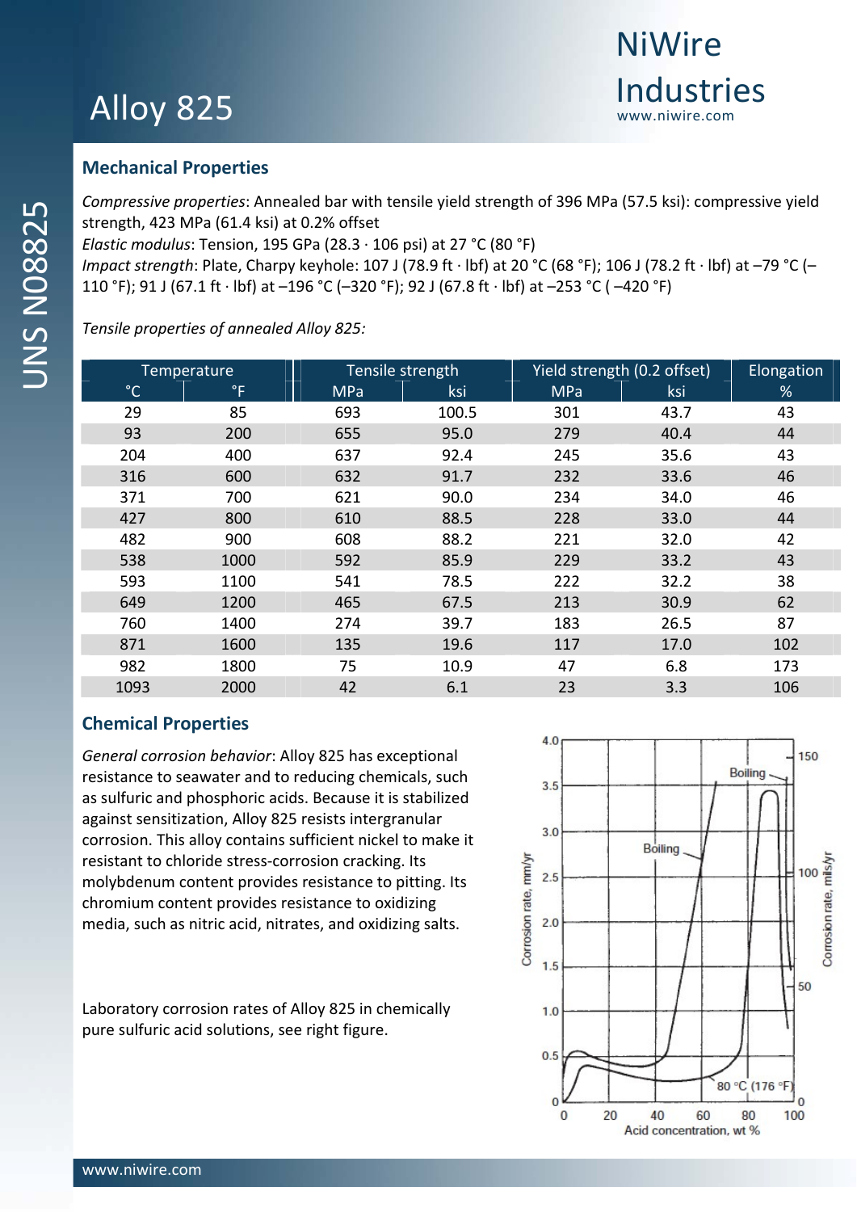## Mechanical Properties

*Compressive properties*: Annealed bar with tensile yield strength of 396 MPa (57.5 ksi): compressive yield strength, 423 MPa (61.4 ksi) at 0.2% offset

*Elastic modulus*: Tension, 195 GPa (28.3 · 106 psi) at 27 °C (80 °F)

*Impact strength*: Plate, Charpy keyhole: 107 J (78.9 ft · lbf) at 20 °C (68 °F); 106 J (78.2 ft · lbf) at –79 °C (–110 °F); 91 J (67.1 ft · lbf) at –196 °C (–320 °F); 92 J (67.8 ft · lbf) at –253 °C ( –420 °F)

*Tensile properties of annealed Alloy 825:*

| Temperature | | Tensile strength | | Yield strength (0.2 offset) | | Elongation |
|---|---|---|---|---|---|---|
| °C | °F | MPa | ksi | MPa | ksi | % |
| 29 | 85 | 693 | 100.5 | 301 | 43.7 | 43 |
| 93 | 200 | 655 | 95.0 | 279 | 40.4 | 44 |
| 204 | 400 | 637 | 92.4 | 245 | 35.6 | 43 |
| 316 | 600 | 632 | 91.7 | 232 | 33.6 | 46 |
| 371 | 700 | 621 | 90.0 | 234 | 34.0 | 46 |
| 427 | 800 | 610 | 88.5 | 228 | 33.0 | 44 |
| 482 | 900 | 608 | 88.2 | 221 | 32.0 | 42 |
| 538 | 1000 | 592 | 85.9 | 229 | 33.2 | 43 |
| 593 | 1100 | 541 | 78.5 | 222 | 32.2 | 38 |
| 649 | 1200 | 465 | 67.5 | 213 | 30.9 | 62 |
| 760 | 1400 | 274 | 39.7 | 183 | 26.5 | 87 |
| 871 | 1600 | 135 | 19.6 | 117 | 17.0 | 102 |
| 982 | 1800 | 75 | 10.9 | 47 | 6.8 | 173 |
| 1093 | 2000 | 42 | 6.1 | 23 | 3.3 | 106 |

## Chemical Properties

*General corrosion behavior*: Alloy 825 has exceptional resistance to seawater and to reducing chemicals, such as sulfuric and phosphoric acids. Because it is stabilized against sensitization, Alloy 825 resists intergranular corrosion. This alloy contains sufficient nickel to make it resistant to chloride stress-corrosion cracking. Its molybdenum content provides resistance to pitting. Its chromium content provides resistance to oxidizing media, such as nitric acid, nitrates, and oxidizing salts.

Laboratory corrosion rates of Alloy 825 in chemically pure sulfuric acid solutions, see right figure.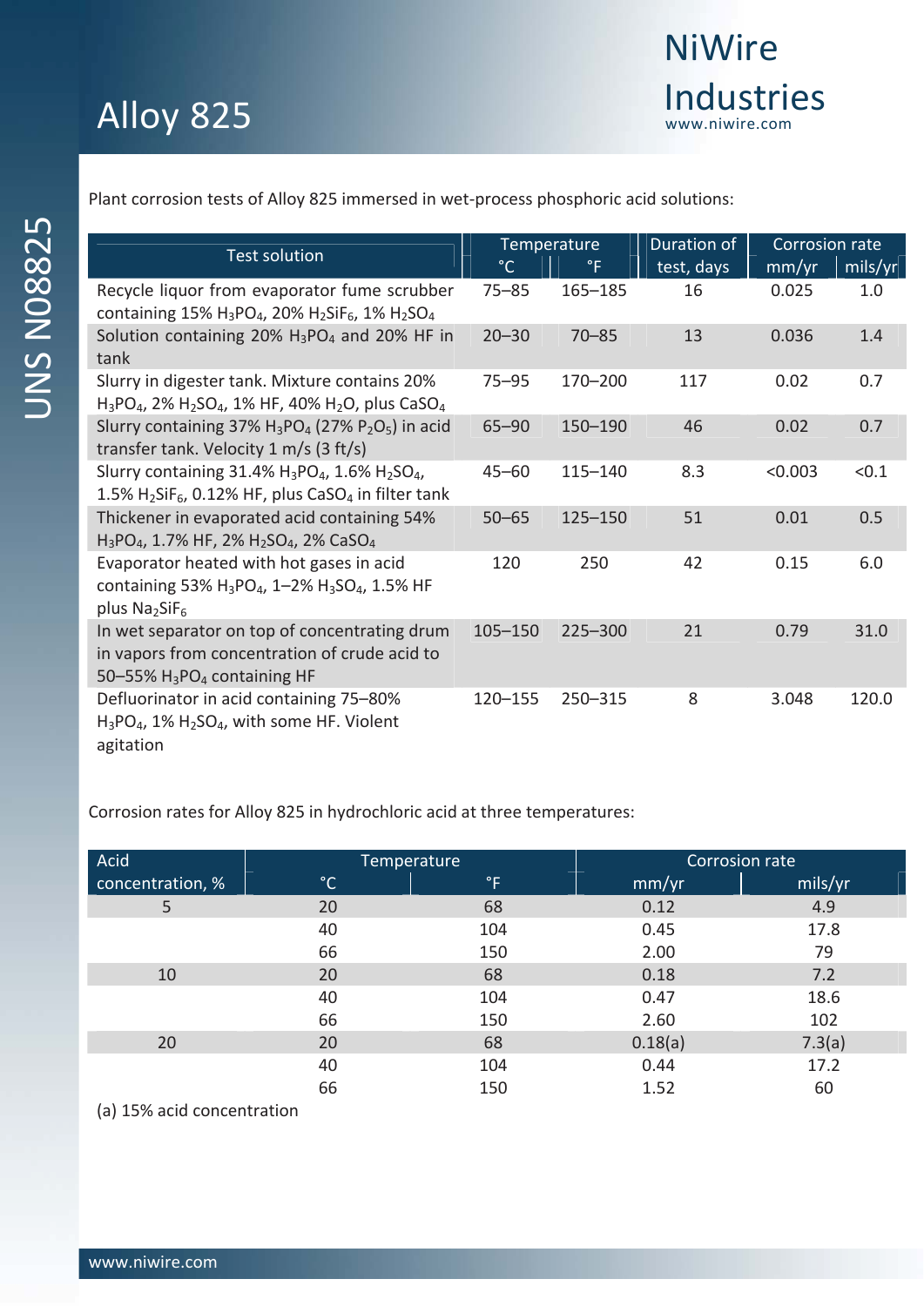Plant corrosion tests of Alloy 825 immersed in wet-process phosphoric acid solutions:

| Test solution | Temperature | | Duration of test, days | Corrosion rate | |
|---|---|---|---|---|---|
| | °C | °F | | mm/yr | mils/yr |
| Recycle liquor from evaporator fume scrubber containing 15% $H_3PO_4$, 20% $H_2SiF_6$, 1% $H_2SO_4$ | 75–85 | 165–185 | 16 | 0.025 | 1.0 |
| Solution containing 20% $H_3PO_4$ and 20% HF in tank | 20–30 | 70–85 | 13 | 0.036 | 1.4 |
| Slurry in digester tank. Mixture contains 20% $H_3PO_4$, 2% $H_2SO_4$, 1% HF, 40% $H_2O$, plus $CaSO_4$ | 75–95 | 170–200 | 117 | 0.02 | 0.7 |
| Slurry containing 37% $H_3PO_4$ (27% $P_2O_5$) in acid transfer tank. Velocity 1 m/s (3 ft/s) | 65–90 | 150–190 | 46 | 0.02 | 0.7 |
| Slurry containing 31.4% $H_3PO_4$, 1.6% $H_2SO_4$, 1.5% $H_2SiF_6$, 0.12% HF, plus $CaSO_4$ in filter tank | 45–60 | 115–140 | 8.3 | <0.003 | <0.1 |
| Thickener in evaporated acid containing 54% $H_3PO_4$, 1.7% HF, 2% $H_2SO_4$, 2% $CaSO_4$ | 50–65 | 125–150 | 51 | 0.01 | 0.5 |
| Evaporator heated with hot gases in acid containing 53% $H_3PO_4$, 1–2% $H_3SO_4$, 1.5% HF plus $Na_2SiF_6$ | 120 | 250 | 42 | 0.15 | 6.0 |
| In wet separator on top of concentrating drum in vapors from concentration of crude acid to 50–55% $H_3PO_4$ containing HF | 105–150 | 225–300 | 21 | 0.79 | 31.0 |
| Defluorinator in acid containing 75–80% $H_3PO_4$, 1% $H_2SO_4$, with some HF. Violent agitation | 120–155 | 250–315 | 8 | 3.048 | 120.0 |

Corrosion rates for Alloy 825 in hydrochloric acid at three temperatures:

| Acid concentration, % | Temperature | | Corrosion rate | |
|---|---|---|---|---|
| | °C | °F | mm/yr | mils/yr |
| 5 | 20 | 68 | 0.12 | 4.9 |
| | 40 | 104 | 0.45 | 17.8 |
| | 66 | 150 | 2.00 | 79 |
| 10 | 20 | 68 | 0.18 | 7.2 |
| | 40 | 104 | 0.47 | 18.6 |
| | 66 | 150 | 2.60 | 102 |
| 20 | 20 | 68 | 0.18(a) | 7.3(a) |
| | 40 | 104 | 0.44 | 17.2 |
| | 66 | 150 | 1.52 | 60 |

(a) 15% acid concentration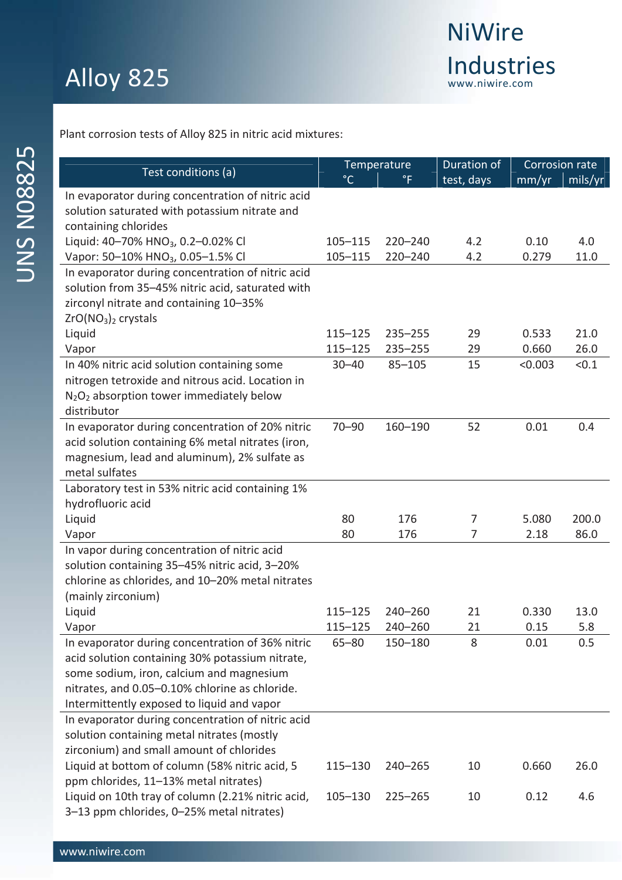Plant corrosion tests of Alloy 825 in nitric acid mixtures:

| Test conditions (a) | Temperature | | Duration of test, days | Corrosion rate | |
|---|---|---|---|---|---|
| | °C | °F | | mm/yr | mils/yr |
| In evaporator during concentration of nitric acid solution saturated with potassium nitrate and containing chlorides | | | | | |
| Liquid: 40–70% $HNO_3$, 0.2–0.02% Cl | 105–115 | 220–240 | 4.2 | 0.10 | 4.0 |
| Vapor: 50–10% $HNO_3$, 0.05–1.5% Cl | 105–115 | 220–240 | 4.2 | 0.279 | 11.0 |
| In evaporator during concentration of nitric acid solution from 35–45% nitric acid, saturated with zirconyl nitrate and containing 10–35% $ZrO(NO_3)_2$ crystals | | | | | |
| Liquid | 115–125 | 235–255 | 29 | 0.533 | 21.0 |
| Vapor | 115–125 | 235–255 | 29 | 0.660 | 26.0 |
| In 40% nitric acid solution containing some nitrogen tetroxide and nitrous acid. Location in $N_2O_2$ absorption tower immediately below distributor | 30–40 | 85–105 | 15 | <0.003 | <0.1 |
| In evaporator during concentration of 20% nitric acid solution containing 6% metal nitrates (iron, magnesium, lead and aluminum), 2% sulfate as metal sulfates | 70–90 | 160–190 | 52 | 0.01 | 0.4 |
| Laboratory test in 53% nitric acid containing 1% hydrofluoric acid | | | | | |
| Liquid | 80 | 176 | 7 | 5.080 | 200.0 |
| Vapor | 80 | 176 | 7 | 2.18 | 86.0 |
| In vapor during concentration of nitric acid solution containing 35–45% nitric acid, 3–20% chlorine as chlorides, and 10–20% metal nitrates (mainly zirconium) | | | | | |
| Liquid | 115–125 | 240–260 | 21 | 0.330 | 13.0 |
| Vapor | 115–125 | 240–260 | 21 | 0.15 | 5.8 |
| In evaporator during concentration of 36% nitric acid solution containing 30% potassium nitrate, some sodium, iron, calcium and magnesium nitrates, and 0.05–0.10% chlorine as chloride. Intermittently exposed to liquid and vapor | 65–80 | 150–180 | 8 | 0.01 | 0.5 |
| In evaporator during concentration of nitric acid solution containing metal nitrates (mostly zirconium) and small amount of chlorides | | | | | |
| Liquid at bottom of column (58% nitric acid, 5 ppm chlorides, 11–13% metal nitrates) | 115–130 | 240–265 | 10 | 0.660 | 26.0 |
| Liquid on 10th tray of column (2.21% nitric acid, 3–13 ppm chlorides, 0–25% metal nitrates) | 105–130 | 225–265 | 10 | 0.12 | 4.6 |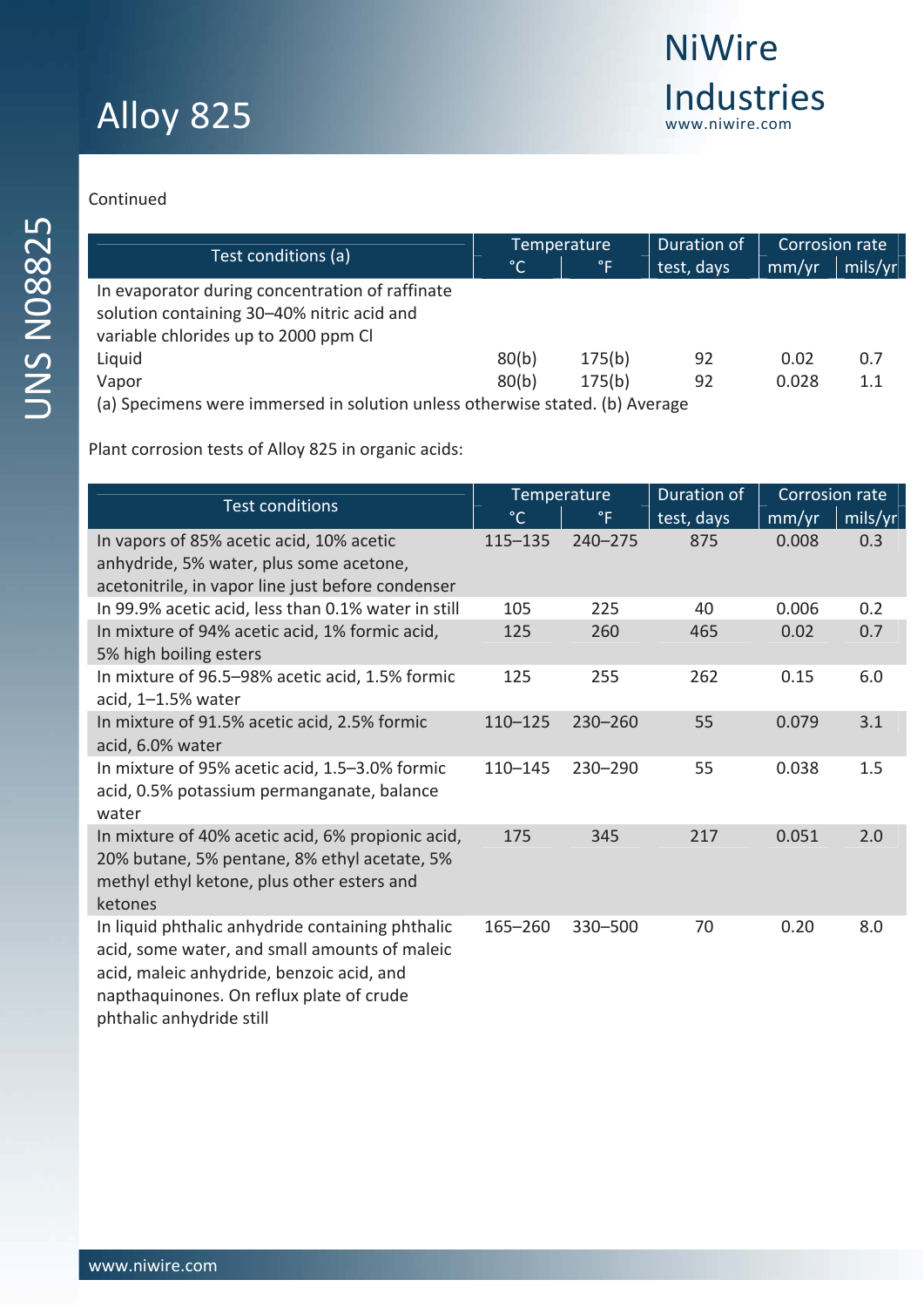Continued

| Test conditions (a) | Temperature | | Duration of test, days | Corrosion rate | |
|---|---|---|---|---|---|
| | °C | °F | | mm/yr | mils/yr |
| In evaporator during concentration of raffinate solution containing 30–40% nitric acid and variable chlorides up to 2000 ppm Cl | | | | | |
| Liquid | 80(b) | 175(b) | 92 | 0.02 | 0.7 |
| Vapor | 80(b) | 175(b) | 92 | 0.028 | 1.1 |

(a) Specimens were immersed in solution unless otherwise stated. (b) Average

Plant corrosion tests of Alloy 825 in organic acids:

| Test conditions | Temperature | | Duration of test, days | Corrosion rate | |
|---|---|---|---|---|---|
| | °C | °F | | mm/yr | mils/yr |
| In vapors of 85% acetic acid, 10% acetic anhydride, 5% water, plus some acetone, acetonitrile, in vapor line just before condenser | 115–135 | 240–275 | 875 | 0.008 | 0.3 |
| In 99.9% acetic acid, less than 0.1% water in still | 105 | 225 | 40 | 0.006 | 0.2 |
| In mixture of 94% acetic acid, 1% formic acid, 5% high boiling esters | 125 | 260 | 465 | 0.02 | 0.7 |
| In mixture of 96.5–98% acetic acid, 1.5% formic acid, 1–1.5% water | 125 | 255 | 262 | 0.15 | 6.0 |
| In mixture of 91.5% acetic acid, 2.5% formic acid, 6.0% water | 110–125 | 230–260 | 55 | 0.079 | 3.1 |
| In mixture of 95% acetic acid, 1.5–3.0% formic acid, 0.5% potassium permanganate, balance water | 110–145 | 230–290 | 55 | 0.038 | 1.5 |
| In mixture of 40% acetic acid, 6% propionic acid, 20% butane, 5% pentane, 8% ethyl acetate, 5% methyl ethyl ketone, plus other esters and ketones | 175 | 345 | 217 | 0.051 | 2.0 |
| In liquid phthalic anhydride containing phthalic acid, some water, and small amounts of maleic acid, maleic anhydride, benzoic acid, and napthaquinones. On reflux plate of crude phthalic anhydride still | 165–260 | 330–500 | 70 | 0.20 | 8.0 |